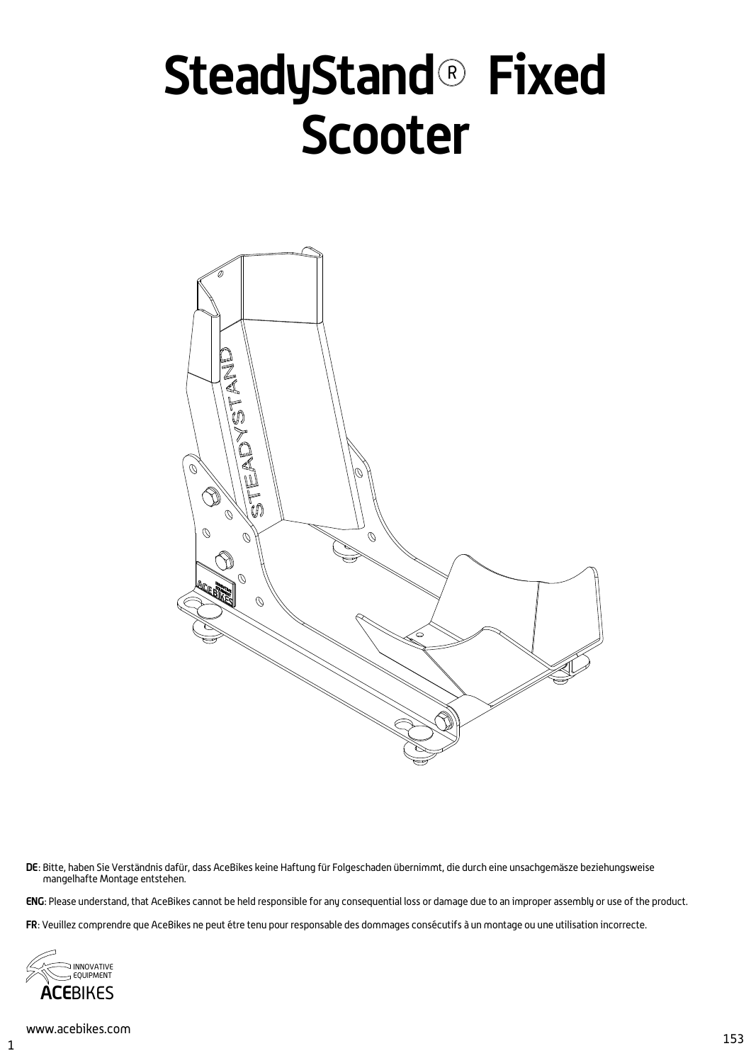# SteadyStand® Fixed Scooter

**DE**: Bitte, haben Sie Verständnis dafür, dass AceBikes keine Haftung für Folgeschaden übernimmt, die durch eine unsachgemäsze beziehungsweise mangelhafte Montage entstehen.

**ENG**: Please understand, that AceBikes cannot be held responsible for any consequential loss or damage due to an improper assembly or use of the product.

**FR**: Veuillez comprendre que AceBikes ne peut être tenu pour responsable des dommages consécutifs à un montage ou une utilisation incorrecte.

INNOVATIVE EQUIPMENT
ACEBIKES

www.acebikes.com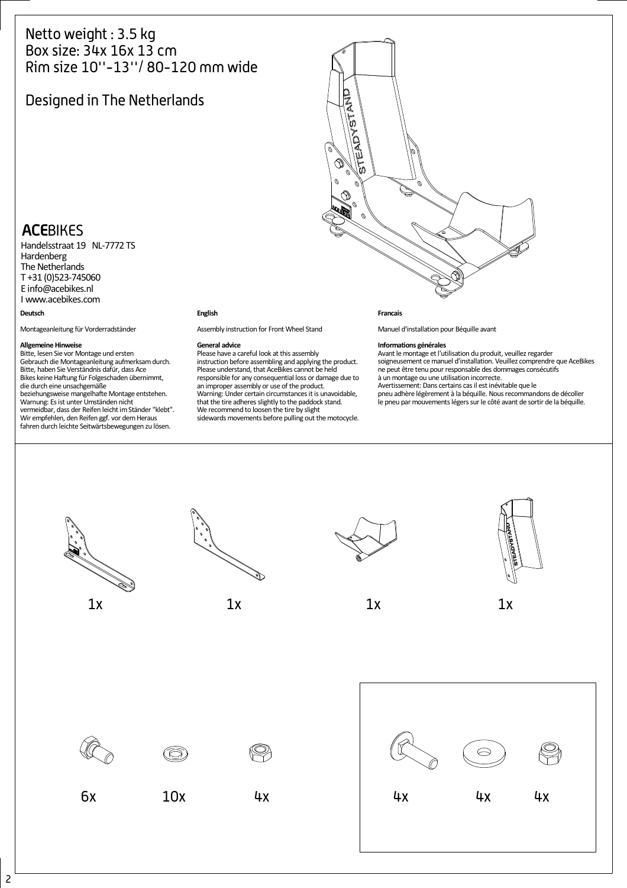Netto weight : 3.5 kg
Box size: 34x 16x 13 cm
Rim size 10''-13''/ 80-120 mm wide

Designed in The Netherlands

**ACE**BIKES
Handelsstraat 19 NL-7772 TS
Hardenberg
The Netherlands
T +31 (0)523-745060
E info@acebikes.nl
I www.acebikes.com

**Deutsch**

Montageanleitung für Vorderradständer

**Allgemeine Hinweise**
Bitte, lesen Sie vor Montage und ersten Gebrauch die Montageanleitung aufmerksam durch. Bitte, haben Sie Verständnis dafür, dass Ace Bikes keine Haftung für Folgeschaden übernimmt, die durch eine unsachgemäße beziehungsweise mangelhafte Montage entstehen.
Warnung: Es ist unter Umständen nicht vermeidbar, dass der Reifen leicht im Ständer "klebt". Wir empfehlen, den Reifen ggf. vor dem Heraus fahren durch leichte Seitwärtsbewegungen zu lösen.

**English**

Assembly instruction for Front Wheel Stand

**General advice**
Please have a careful look at this assembly instruction before assembling and applying the product. Please understand, that AceBikes cannot be held responsible for any consequential loss or damage due to an improper assembly or use of the product.
Warning: Under certain circumstances it is unavoidable, that the tire adheres slightly to the paddock stand. We recommend to loosen the tire by slight sidewards movements before pulling out the motocycle.

**Francais**

Manuel d'installation pour Béquille avant

**Informations générales**
Avant le montage et l'utilisation du produit, veuillez regarder soigneusement ce manuel d'installation. Veuillez comprendre que AceBikes ne peut être tenu pour responsable des dommages consécutifs à un montage ou une utilisation incorrecte.
Avertissement: Dans certains cas il est inévitable que le pneu adhère légèrement à la béquille. Nous recommandons de décoller le pneu par mouvements légers sur le côté avant de sortir de la béquille.

1x 1x 1x 1x

6x 10x 4x

4x 4x 4x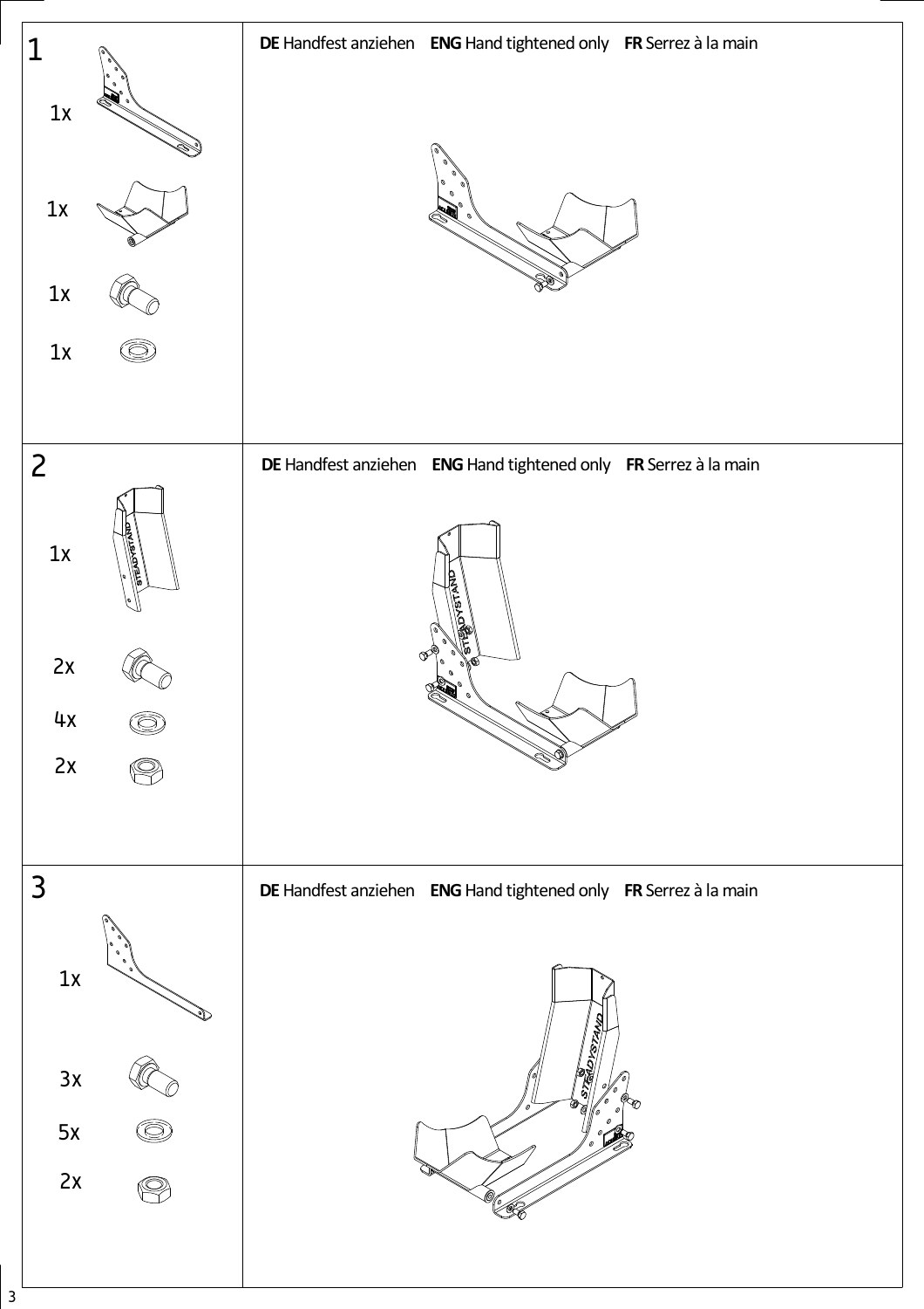## 1

1x

1x

1x

1x

**DE** Handfest anziehen **ENG** Hand tightened only **FR** Serrez à la main

## 2

1x

2x

4x

2x

**DE** Handfest anziehen **ENG** Hand tightened only **FR** Serrez à la main

## 3

1x

3x

5x

2x

**DE** Handfest anziehen **ENG** Hand tightened only **FR** Serrez à la main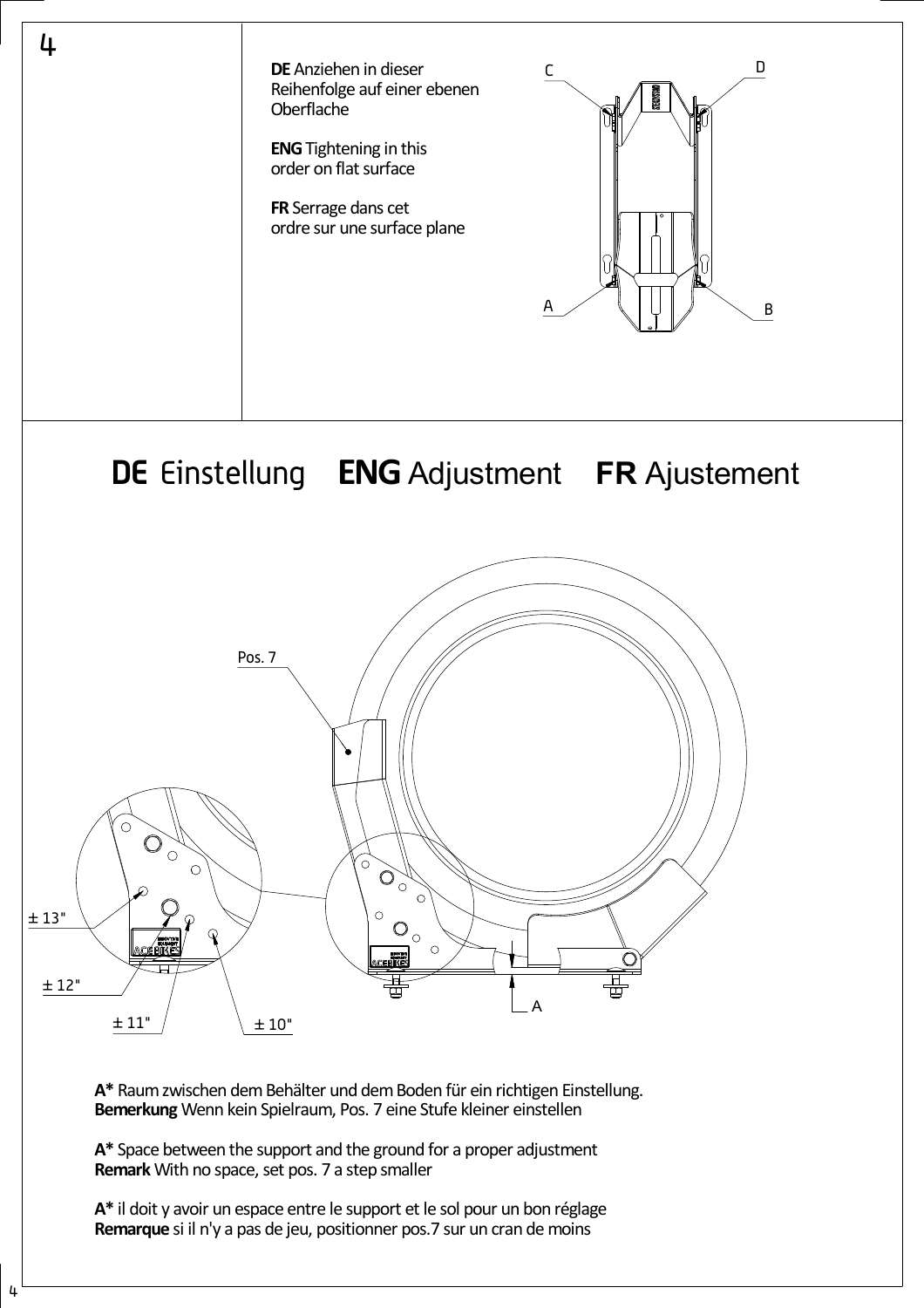4

**DE** Anziehen in dieser Reihenfolge auf einer ebenen Oberflache

**ENG** Tightening in this order on flat surface

**FR** Serrage dans cet ordre sur une surface plane

C D A B

# DE Einstellung ENG Adjustment FR Ajustement

Pos. 7

± 13"

± 12"

± 11"

± 10"

A

**A*** Raum zwischen dem Behälter und dem Boden für ein richtigen Einstellung.
**Bemerkung** Wenn kein Spielraum, Pos. 7 eine Stufe kleiner einstellen

**A*** Space between the support and the ground for a proper adjustment
**Remark** With no space, set pos. 7 a step smaller

**A*** il doit y avoir un espace entre le support et le sol pour un bon réglage
**Remarque** si il n'y a pas de jeu, positionner pos.7 sur un cran de moins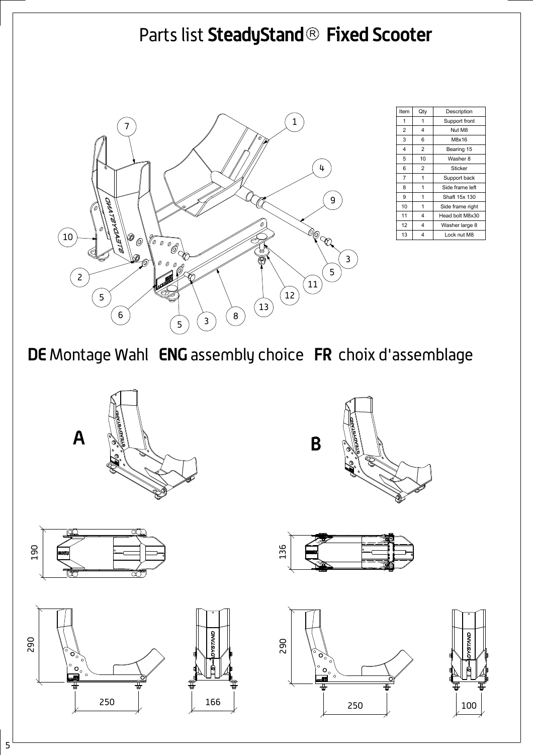# Parts list **SteadyStand® Fixed Scooter**

| Item | Qty | Description |
|---|---|---|
| 1 | 1 | Support front |
| 2 | 4 | Nut M8 |
| 3 | 6 | M8x16 |
| 4 | 2 | Bearing 15 |
| 5 | 10 | Washer 8 |
| 6 | 2 | Sticker |
| 7 | 1 | Support back |
| 8 | 1 | Side frame left |
| 9 | 1 | Shaft 15x 130 |
| 10 | 1 | Side frame right |
| 11 | 4 | Head bolt M8x30 |
| 12 | 4 | Washer large 8 |
| 13 | 4 | Lock nut M8 |

## **DE** Montage Wahl **ENG** assembly choice **FR** choix d'assemblage

**A**

190

290

250

166

**B**

136

290

250

100